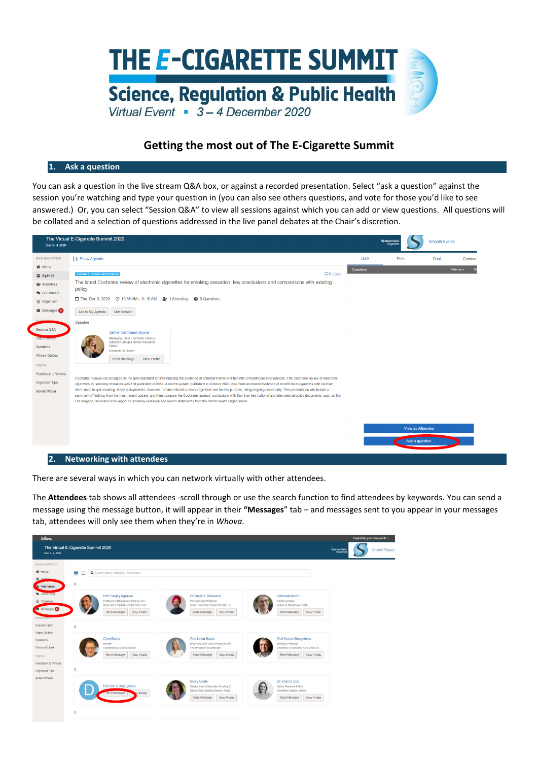# THE E-CIGARETTE SUMMIT

## Science, Regulation & Public Health

*Virtual Event ▪ 3 – 4 December 2020*

## Getting the most out of The E-Cigarette Summit

### 1. Ask a question

You can ask a question in the live stream Q&A box, or against a recorded presentation. Select "ask a question" against the session you're watching and type your question in (you can also see others questions, and vote for those you'd like to see answered.) Or, you can select "Session Q&A" to view all sessions against which you can add or view questions. All questions will be collated and a selection of questions addressed in the live panel debates at the Chair's discretion.

### 2. Networking with attendees

There are several ways in which you can network virtually with other attendees.

The **Attendees** tab shows all attendees -scroll through or use the search function to find attendees by keywords. You can send a message using the message button, it will appear in their **"Messages"** tab – and messages sent to you appear in your messages tab, attendees will only see them when they're in *Whova*.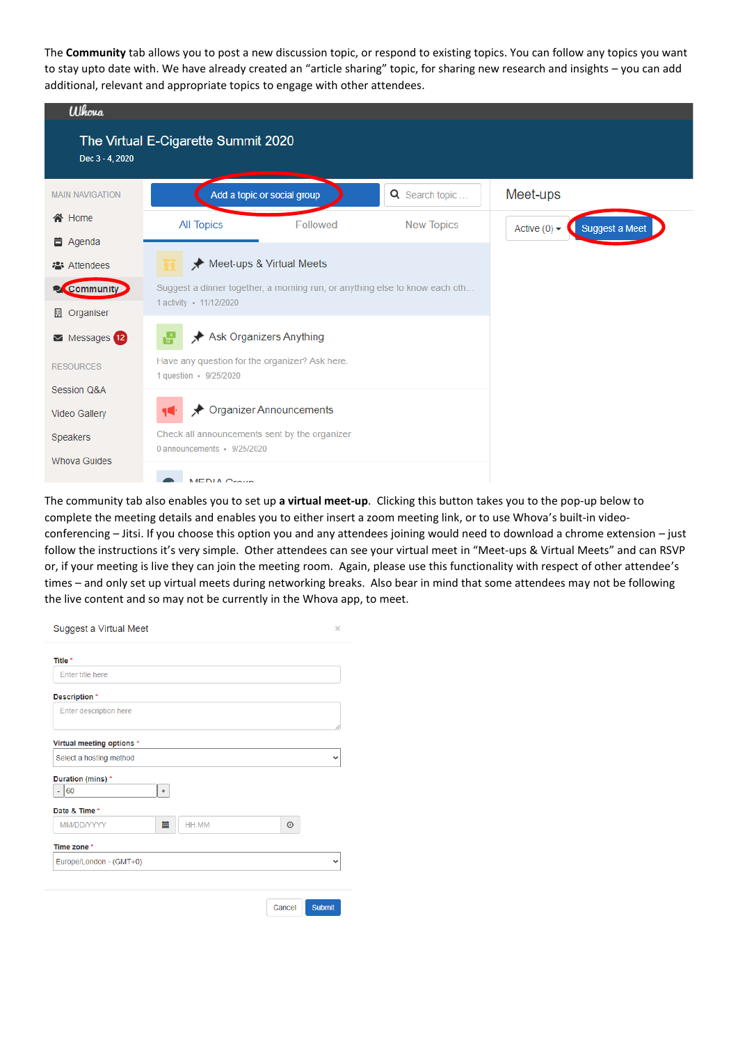The **Community** tab allows you to post a new discussion topic, or respond to existing topics. You can follow any topics you want to stay upto date with. We have already created an "article sharing" topic, for sharing new research and insights – you can add additional, relevant and appropriate topics to engage with other attendees.

Whova

The Virtual E-Cigarette Summit 2020

Dec 3 - 4, 2020

MAIN NAVIGATION

Home

Agenda

Attendees

Community

Organiser

Messages 12

RESOURCES

Session Q&A

Video Gallery

Speakers

Whova Guides

Add a topic or social group

Search topic ...

All Topics

Followed

New Topics

Meet-ups & Virtual Meets

Suggest a dinner together, a morning run, or anything else to know each oth...

1 activity • 11/12/2020

Ask Organizers Anything

Have any question for the organizer? Ask here.

1 question • 9/25/2020

Organizer Announcements

Check all announcements sent by the organizer

0 announcements • 9/25/2020

MEDIA Group

Meet-ups

Active (0)

Suggest a Meet

The community tab also enables you to set up **a virtual meet-up**. Clicking this button takes you to the pop-up below to complete the meeting details and enables you to either insert a zoom meeting link, or to use Whova's built-in video-conferencing – Jitsi. If you choose this option you and any attendees joining would need to download a chrome extension – just follow the instructions it's very simple. Other attendees can see your virtual meet in "Meet-ups & Virtual Meets" and can RSVP or, if your meeting is live they can join the meeting room. Again, please use this functionality with respect of other attendee's times – and only set up virtual meets during networking breaks. Also bear in mind that some attendees may not be following the live content and so may not be currently in the Whova app, to meet.

Suggest a Virtual Meet

Title *

Enter title here

Description *

Enter description here

Virtual meeting options *

Select a hosting method

Duration (mins) *

60

Date & Time *

MM/DD/YYYY

HH:MM

Time zone *

Europe/London - (GMT+0)

Cancel

Submit